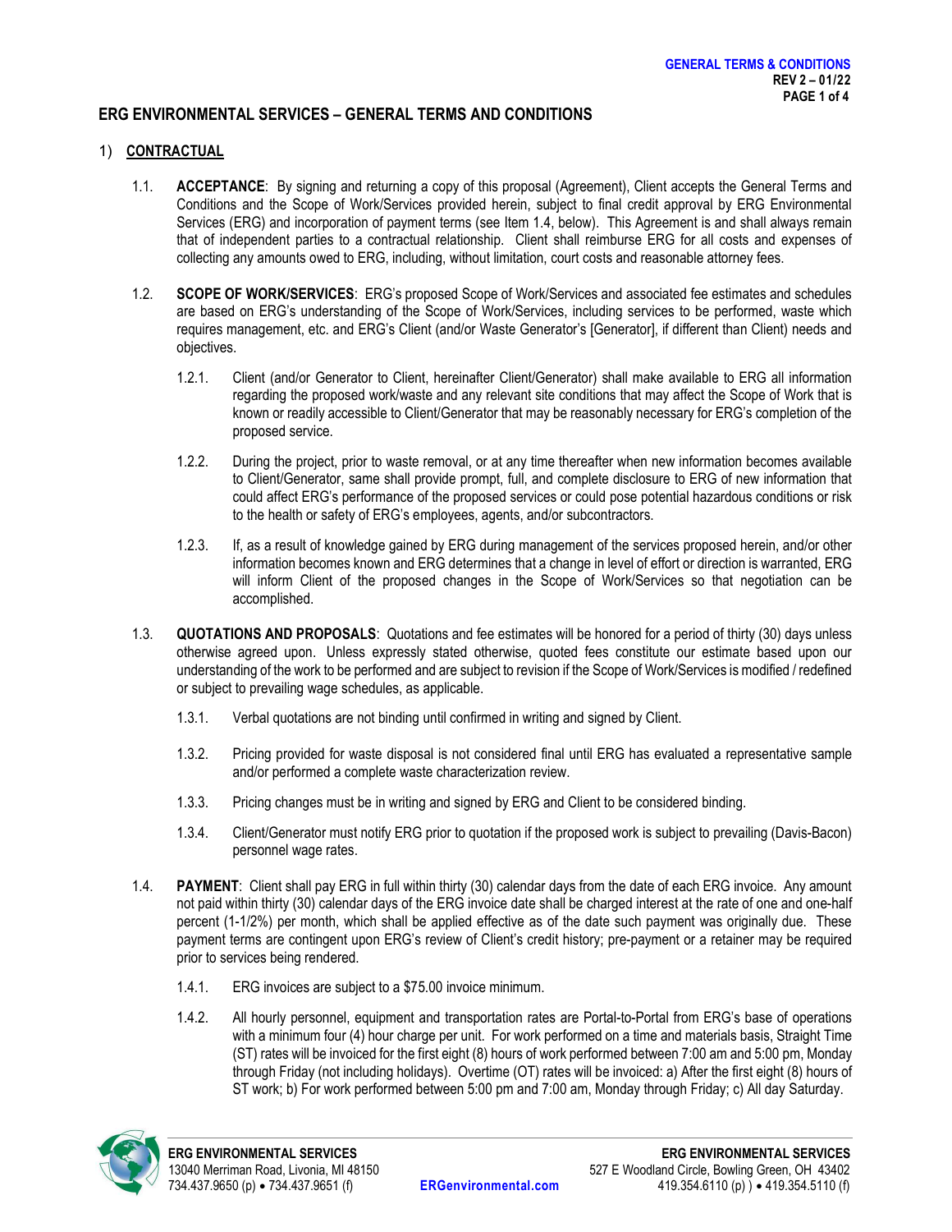# ERG ENVIRONMENTAL SERVICES – GENERAL TERMS AND CONDITIONS

## 1) CONTRACTUAL

1.1. **ACCEPTANCE**: By signing and returning a copy of this proposal (Agreement), Client accepts the General Terms and Conditions and the Scope of Work/Services provided herein, subject to final credit approval by ERG Environmental Services (ERG) and incorporation of payment terms (see Item 1.4, below). This Agreement is and shall always remain that of independent parties to a contractual relationship. Client shall reimburse ERG for all costs and expenses of collecting any amounts owed to ERG, including, without limitation, court costs and reasonable attorney fees.

1.2. **SCOPE OF WORK/SERVICES**: ERG's proposed Scope of Work/Services and associated fee estimates and schedules are based on ERG's understanding of the Scope of Work/Services, including services to be performed, waste which requires management, etc. and ERG's Client (and/or Waste Generator's [Generator], if different than Client) needs and objectives.

1.2.1. Client (and/or Generator to Client, hereinafter Client/Generator) shall make available to ERG all information regarding the proposed work/waste and any relevant site conditions that may affect the Scope of Work that is known or readily accessible to Client/Generator that may be reasonably necessary for ERG's completion of the proposed service.

1.2.2. During the project, prior to waste removal, or at any time thereafter when new information becomes available to Client/Generator, same shall provide prompt, full, and complete disclosure to ERG of new information that could affect ERG's performance of the proposed services or could pose potential hazardous conditions or risk to the health or safety of ERG's employees, agents, and/or subcontractors.

1.2.3. If, as a result of knowledge gained by ERG during management of the services proposed herein, and/or other information becomes known and ERG determines that a change in level of effort or direction is warranted, ERG will inform Client of the proposed changes in the Scope of Work/Services so that negotiation can be accomplished.

1.3. **QUOTATIONS AND PROPOSALS**: Quotations and fee estimates will be honored for a period of thirty (30) days unless otherwise agreed upon. Unless expressly stated otherwise, quoted fees constitute our estimate based upon our understanding of the work to be performed and are subject to revision if the Scope of Work/Services is modified / redefined or subject to prevailing wage schedules, as applicable.

1.3.1. Verbal quotations are not binding until confirmed in writing and signed by Client.

1.3.2. Pricing provided for waste disposal is not considered final until ERG has evaluated a representative sample and/or performed a complete waste characterization review.

1.3.3. Pricing changes must be in writing and signed by ERG and Client to be considered binding.

1.3.4. Client/Generator must notify ERG prior to quotation if the proposed work is subject to prevailing (Davis-Bacon) personnel wage rates.

1.4. **PAYMENT**: Client shall pay ERG in full within thirty (30) calendar days from the date of each ERG invoice. Any amount not paid within thirty (30) calendar days of the ERG invoice date shall be charged interest at the rate of one and one-half percent (1-1/2%) per month, which shall be applied effective as of the date such payment was originally due. These payment terms are contingent upon ERG's review of Client's credit history; pre-payment or a retainer may be required prior to services being rendered.

1.4.1. ERG invoices are subject to a $75.00 invoice minimum.

1.4.2. All hourly personnel, equipment and transportation rates are Portal-to-Portal from ERG's base of operations with a minimum four (4) hour charge per unit. For work performed on a time and materials basis, Straight Time (ST) rates will be invoiced for the first eight (8) hours of work performed between 7:00 am and 5:00 pm, Monday through Friday (not including holidays). Overtime (OT) rates will be invoiced: a) After the first eight (8) hours of ST work; b) For work performed between 5:00 pm and 7:00 am, Monday through Friday; c) All day Saturday.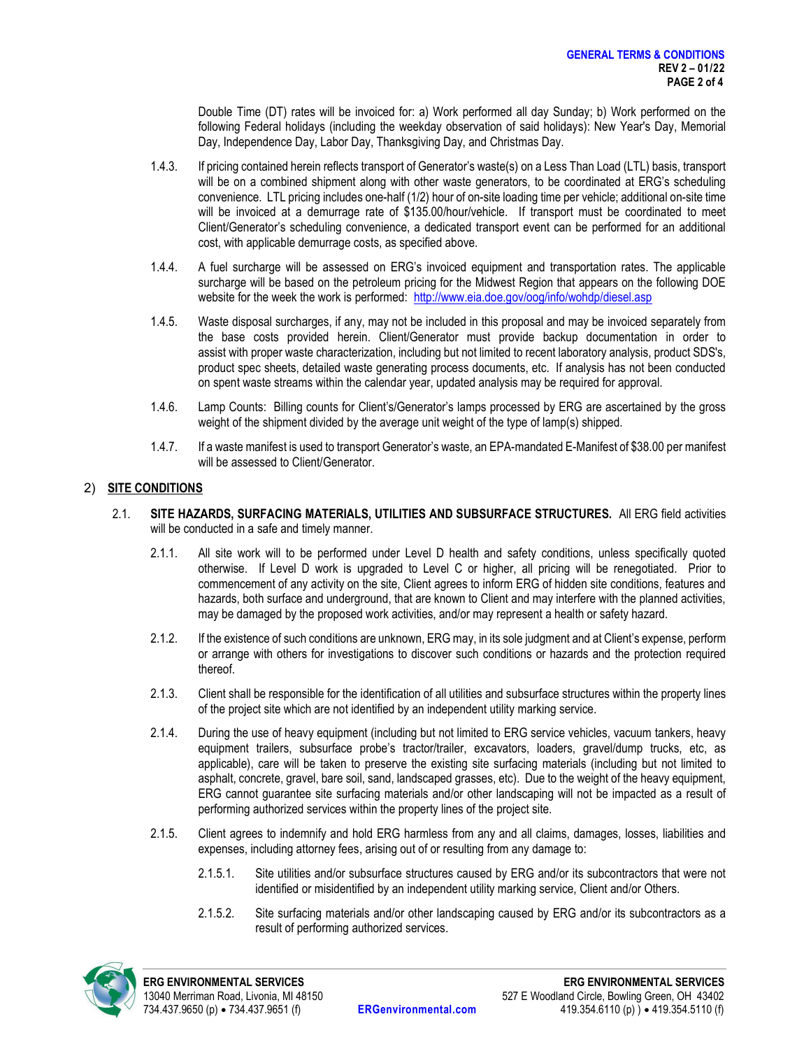Double Time (DT) rates will be invoiced for: a) Work performed all day Sunday; b) Work performed on the following Federal holidays (including the weekday observation of said holidays): New Year's Day, Memorial Day, Independence Day, Labor Day, Thanksgiving Day, and Christmas Day.

1.4.3. If pricing contained herein reflects transport of Generator's waste(s) on a Less Than Load (LTL) basis, transport will be on a combined shipment along with other waste generators, to be coordinated at ERG's scheduling convenience. LTL pricing includes one-half (1/2) hour of on-site loading time per vehicle; additional on-site time will be invoiced at a demurrage rate of $135.00/hour/vehicle. If transport must be coordinated to meet Client/Generator's scheduling convenience, a dedicated transport event can be performed for an additional cost, with applicable demurrage costs, as specified above.

1.4.4. A fuel surcharge will be assessed on ERG's invoiced equipment and transportation rates. The applicable surcharge will be based on the petroleum pricing for the Midwest Region that appears on the following DOE website for the week the work is performed: http://www.eia.doe.gov/oog/info/wohdp/diesel.asp

1.4.5. Waste disposal surcharges, if any, may not be included in this proposal and may be invoiced separately from the base costs provided herein. Client/Generator must provide backup documentation in order to assist with proper waste characterization, including but not limited to recent laboratory analysis, product SDS's, product spec sheets, detailed waste generating process documents, etc. If analysis has not been conducted on spent waste streams within the calendar year, updated analysis may be required for approval.

1.4.6. Lamp Counts: Billing counts for Client's/Generator's lamps processed by ERG are ascertained by the gross weight of the shipment divided by the average unit weight of the type of lamp(s) shipped.

1.4.7. If a waste manifest is used to transport Generator's waste, an EPA-mandated E-Manifest of $38.00 per manifest will be assessed to Client/Generator.

## 2) SITE CONDITIONS

2.1. **SITE HAZARDS, SURFACING MATERIALS, UTILITIES AND SUBSURFACE STRUCTURES.** All ERG field activities will be conducted in a safe and timely manner.

2.1.1. All site work will to be performed under Level D health and safety conditions, unless specifically quoted otherwise. If Level D work is upgraded to Level C or higher, all pricing will be renegotiated. Prior to commencement of any activity on the site, Client agrees to inform ERG of hidden site conditions, features and hazards, both surface and underground, that are known to Client and may interfere with the planned activities, may be damaged by the proposed work activities, and/or may represent a health or safety hazard.

2.1.2. If the existence of such conditions are unknown, ERG may, in its sole judgment and at Client's expense, perform or arrange with others for investigations to discover such conditions or hazards and the protection required thereof.

2.1.3. Client shall be responsible for the identification of all utilities and subsurface structures within the property lines of the project site which are not identified by an independent utility marking service.

2.1.4. During the use of heavy equipment (including but not limited to ERG service vehicles, vacuum tankers, heavy equipment trailers, subsurface probe's tractor/trailer, excavators, loaders, gravel/dump trucks, etc, as applicable), care will be taken to preserve the existing site surfacing materials (including but not limited to asphalt, concrete, gravel, bare soil, sand, landscaped grasses, etc). Due to the weight of the heavy equipment, ERG cannot guarantee site surfacing materials and/or other landscaping will not be impacted as a result of performing authorized services within the property lines of the project site.

2.1.5. Client agrees to indemnify and hold ERG harmless from any and all claims, damages, losses, liabilities and expenses, including attorney fees, arising out of or resulting from any damage to:

2.1.5.1. Site utilities and/or subsurface structures caused by ERG and/or its subcontractors that were not identified or misidentified by an independent utility marking service, Client and/or Others.

2.1.5.2. Site surfacing materials and/or other landscaping caused by ERG and/or its subcontractors as a result of performing authorized services.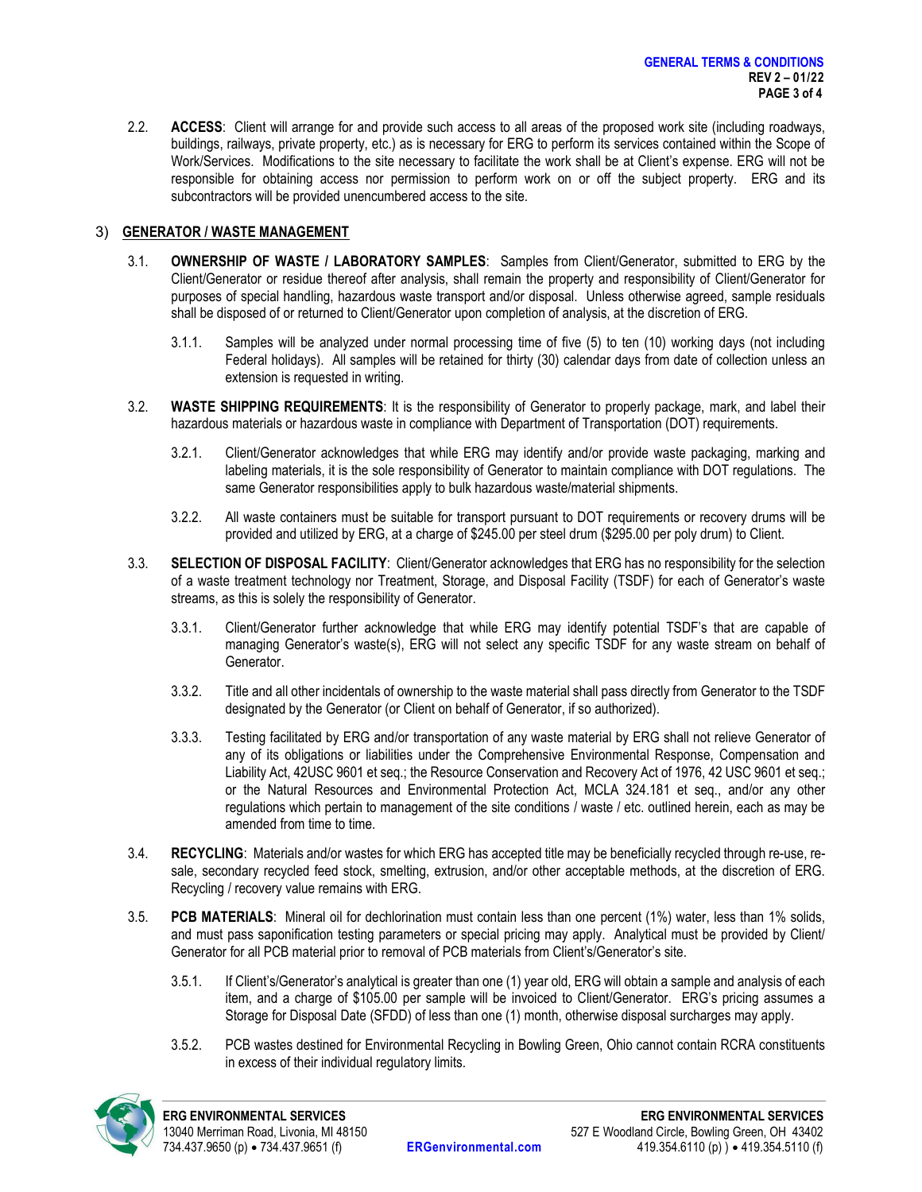2.2. **ACCESS**: Client will arrange for and provide such access to all areas of the proposed work site (including roadways, buildings, railways, private property, etc.) as is necessary for ERG to perform its services contained within the Scope of Work/Services. Modifications to the site necessary to facilitate the work shall be at Client's expense. ERG will not be responsible for obtaining access nor permission to perform work on or off the subject property. ERG and its subcontractors will be provided unencumbered access to the site.

## 3) GENERATOR / WASTE MANAGEMENT

3.1. **OWNERSHIP OF WASTE / LABORATORY SAMPLES**: Samples from Client/Generator, submitted to ERG by the Client/Generator or residue thereof after analysis, shall remain the property and responsibility of Client/Generator for purposes of special handling, hazardous waste transport and/or disposal. Unless otherwise agreed, sample residuals shall be disposed of or returned to Client/Generator upon completion of analysis, at the discretion of ERG.

3.1.1. Samples will be analyzed under normal processing time of five (5) to ten (10) working days (not including Federal holidays). All samples will be retained for thirty (30) calendar days from date of collection unless an extension is requested in writing.

3.2. **WASTE SHIPPING REQUIREMENTS**: It is the responsibility of Generator to properly package, mark, and label their hazardous materials or hazardous waste in compliance with Department of Transportation (DOT) requirements.

3.2.1. Client/Generator acknowledges that while ERG may identify and/or provide waste packaging, marking and labeling materials, it is the sole responsibility of Generator to maintain compliance with DOT regulations. The same Generator responsibilities apply to bulk hazardous waste/material shipments.

3.2.2. All waste containers must be suitable for transport pursuant to DOT requirements or recovery drums will be provided and utilized by ERG, at a charge of $245.00 per steel drum ($295.00 per poly drum) to Client.

3.3. **SELECTION OF DISPOSAL FACILITY**: Client/Generator acknowledges that ERG has no responsibility for the selection of a waste treatment technology nor Treatment, Storage, and Disposal Facility (TSDF) for each of Generator's waste streams, as this is solely the responsibility of Generator.

3.3.1. Client/Generator further acknowledge that while ERG may identify potential TSDF's that are capable of managing Generator's waste(s), ERG will not select any specific TSDF for any waste stream on behalf of Generator.

3.3.2. Title and all other incidentals of ownership to the waste material shall pass directly from Generator to the TSDF designated by the Generator (or Client on behalf of Generator, if so authorized).

3.3.3. Testing facilitated by ERG and/or transportation of any waste material by ERG shall not relieve Generator of any of its obligations or liabilities under the Comprehensive Environmental Response, Compensation and Liability Act, 42USC 9601 et seq.; the Resource Conservation and Recovery Act of 1976, 42 USC 9601 et seq.; or the Natural Resources and Environmental Protection Act, MCLA 324.181 et seq., and/or any other regulations which pertain to management of the site conditions / waste / etc. outlined herein, each as may be amended from time to time.

3.4. **RECYCLING**: Materials and/or wastes for which ERG has accepted title may be beneficially recycled through re-use, re-sale, secondary recycled feed stock, smelting, extrusion, and/or other acceptable methods, at the discretion of ERG. Recycling / recovery value remains with ERG.

3.5. **PCB MATERIALS**: Mineral oil for dechlorination must contain less than one percent (1%) water, less than 1% solids, and must pass saponification testing parameters or special pricing may apply. Analytical must be provided by Client/Generator for all PCB material prior to removal of PCB materials from Client's/Generator's site.

3.5.1. If Client's/Generator's analytical is greater than one (1) year old, ERG will obtain a sample and analysis of each item, and a charge of $105.00 per sample will be invoiced to Client/Generator. ERG's pricing assumes a Storage for Disposal Date (SFDD) of less than one (1) month, otherwise disposal surcharges may apply.

3.5.2. PCB wastes destined for Environmental Recycling in Bowling Green, Ohio cannot contain RCRA constituents in excess of their individual regulatory limits.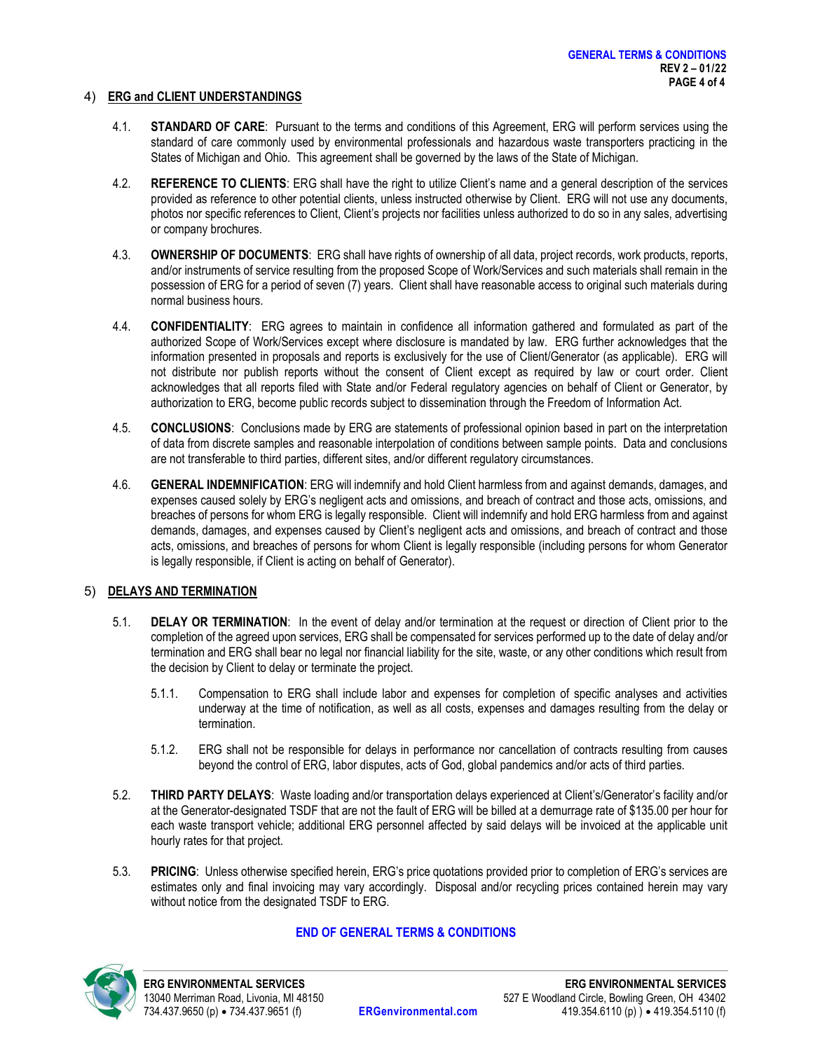## 4) ERG and CLIENT UNDERSTANDINGS

4.1. **STANDARD OF CARE**: Pursuant to the terms and conditions of this Agreement, ERG will perform services using the standard of care commonly used by environmental professionals and hazardous waste transporters practicing in the States of Michigan and Ohio. This agreement shall be governed by the laws of the State of Michigan.

4.2. **REFERENCE TO CLIENTS**: ERG shall have the right to utilize Client's name and a general description of the services provided as reference to other potential clients, unless instructed otherwise by Client. ERG will not use any documents, photos nor specific references to Client, Client's projects nor facilities unless authorized to do so in any sales, advertising or company brochures.

4.3. **OWNERSHIP OF DOCUMENTS**: ERG shall have rights of ownership of all data, project records, work products, reports, and/or instruments of service resulting from the proposed Scope of Work/Services and such materials shall remain in the possession of ERG for a period of seven (7) years. Client shall have reasonable access to original such materials during normal business hours.

4.4. **CONFIDENTIALITY**: ERG agrees to maintain in confidence all information gathered and formulated as part of the authorized Scope of Work/Services except where disclosure is mandated by law. ERG further acknowledges that the information presented in proposals and reports is exclusively for the use of Client/Generator (as applicable). ERG will not distribute nor publish reports without the consent of Client except as required by law or court order. Client acknowledges that all reports filed with State and/or Federal regulatory agencies on behalf of Client or Generator, by authorization to ERG, become public records subject to dissemination through the Freedom of Information Act.

4.5. **CONCLUSIONS**: Conclusions made by ERG are statements of professional opinion based in part on the interpretation of data from discrete samples and reasonable interpolation of conditions between sample points. Data and conclusions are not transferable to third parties, different sites, and/or different regulatory circumstances.

4.6. **GENERAL INDEMNIFICATION**: ERG will indemnify and hold Client harmless from and against demands, damages, and expenses caused solely by ERG's negligent acts and omissions, and breach of contract and those acts, omissions, and breaches of persons for whom ERG is legally responsible. Client will indemnify and hold ERG harmless from and against demands, damages, and expenses caused by Client's negligent acts and omissions, and breach of contract and those acts, omissions, and breaches of persons for whom Client is legally responsible (including persons for whom Generator is legally responsible, if Client is acting on behalf of Generator).

## 5) DELAYS AND TERMINATION

5.1. **DELAY OR TERMINATION**: In the event of delay and/or termination at the request or direction of Client prior to the completion of the agreed upon services, ERG shall be compensated for services performed up to the date of delay and/or termination and ERG shall bear no legal nor financial liability for the site, waste, or any other conditions which result from the decision by Client to delay or terminate the project.

5.1.1. Compensation to ERG shall include labor and expenses for completion of specific analyses and activities underway at the time of notification, as well as all costs, expenses and damages resulting from the delay or termination.

5.1.2. ERG shall not be responsible for delays in performance nor cancellation of contracts resulting from causes beyond the control of ERG, labor disputes, acts of God, global pandemics and/or acts of third parties.

5.2. **THIRD PARTY DELAYS**: Waste loading and/or transportation delays experienced at Client's/Generator's facility and/or at the Generator-designated TSDF that are not the fault of ERG will be billed at a demurrage rate of $135.00 per hour for each waste transport vehicle; additional ERG personnel affected by said delays will be invoiced at the applicable unit hourly rates for that project.

5.3. **PRICING**: Unless otherwise specified herein, ERG's price quotations provided prior to completion of ERG's services are estimates only and final invoicing may vary accordingly. Disposal and/or recycling prices contained herein may vary without notice from the designated TSDF to ERG.

**END OF GENERAL TERMS & CONDITIONS**